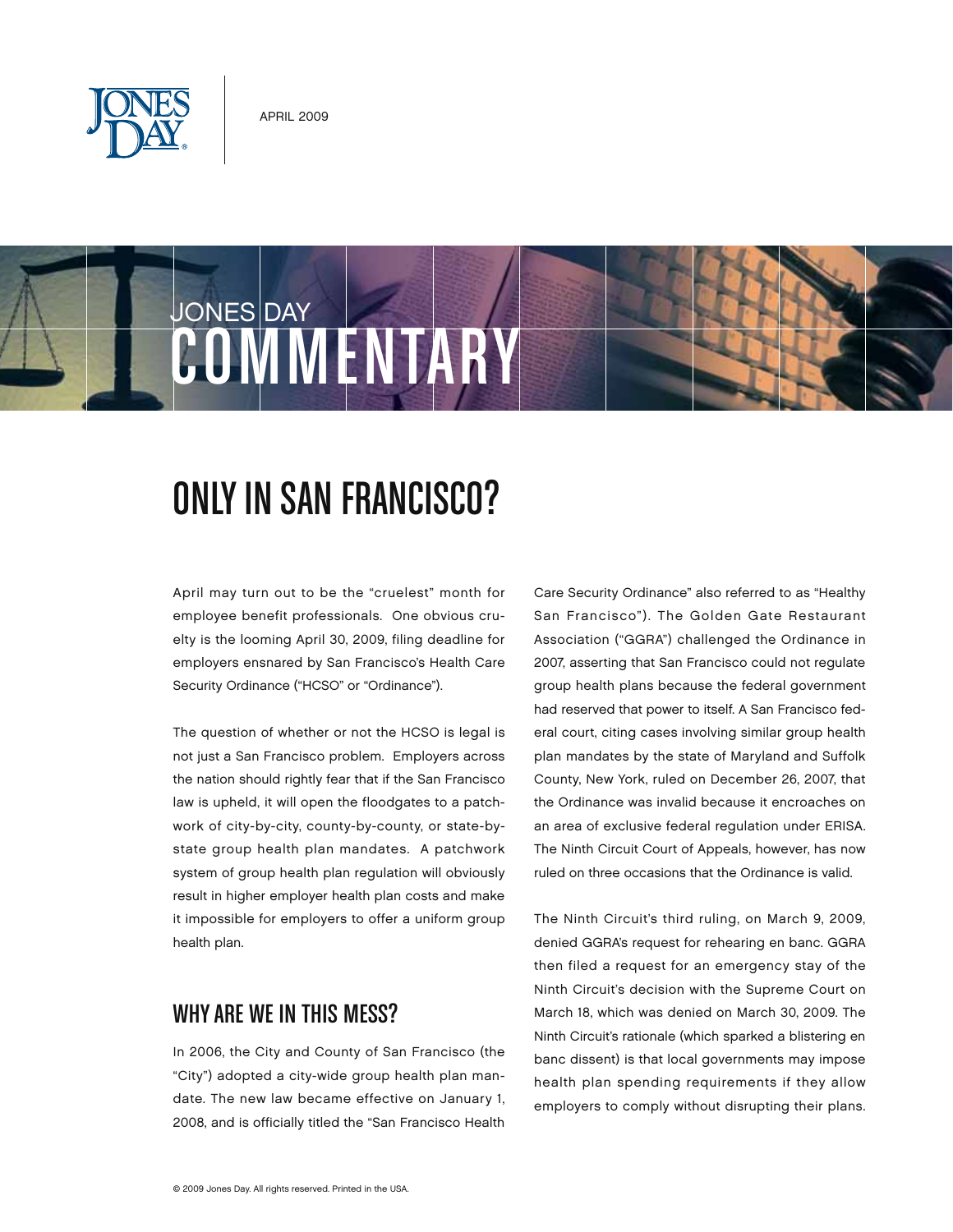APRIL 2009

JONES DAY
# COMMENTARY

## ONLY IN SAN FRANCISCO?

April may turn out to be the "cruelest" month for employee benefit professionals. One obvious cruelty is the looming April 30, 2009, filing deadline for employers ensnared by San Francisco's Health Care Security Ordinance ("HCSO" or "Ordinance").

The question of whether or not the HCSO is legal is not just a San Francisco problem. Employers across the nation should rightly fear that if the San Francisco law is upheld, it will open the floodgates to a patchwork of city-by-city, county-by-county, or state-by-state group health plan mandates. A patchwork system of group health plan regulation will obviously result in higher employer health plan costs and make it impossible for employers to offer a uniform group health plan.

### WHY ARE WE IN THIS MESS?

In 2006, the City and County of San Francisco (the "City") adopted a city-wide group health plan mandate. The new law became effective on January 1, 2008, and is officially titled the "San Francisco Health Care Security Ordinance" also referred to as "Healthy San Francisco"). The Golden Gate Restaurant Association ("GGRA") challenged the Ordinance in 2007, asserting that San Francisco could not regulate group health plans because the federal government had reserved that power to itself. A San Francisco federal court, citing cases involving similar group health plan mandates by the state of Maryland and Suffolk County, New York, ruled on December 26, 2007, that the Ordinance was invalid because it encroaches on an area of exclusive federal regulation under ERISA. The Ninth Circuit Court of Appeals, however, has now ruled on three occasions that the Ordinance is valid.

The Ninth Circuit's third ruling, on March 9, 2009, denied GGRA's request for rehearing en banc. GGRA then filed a request for an emergency stay of the Ninth Circuit's decision with the Supreme Court on March 18, which was denied on March 30, 2009. The Ninth Circuit's rationale (which sparked a blistering en banc dissent) is that local governments may impose health plan spending requirements if they allow employers to comply without disrupting their plans.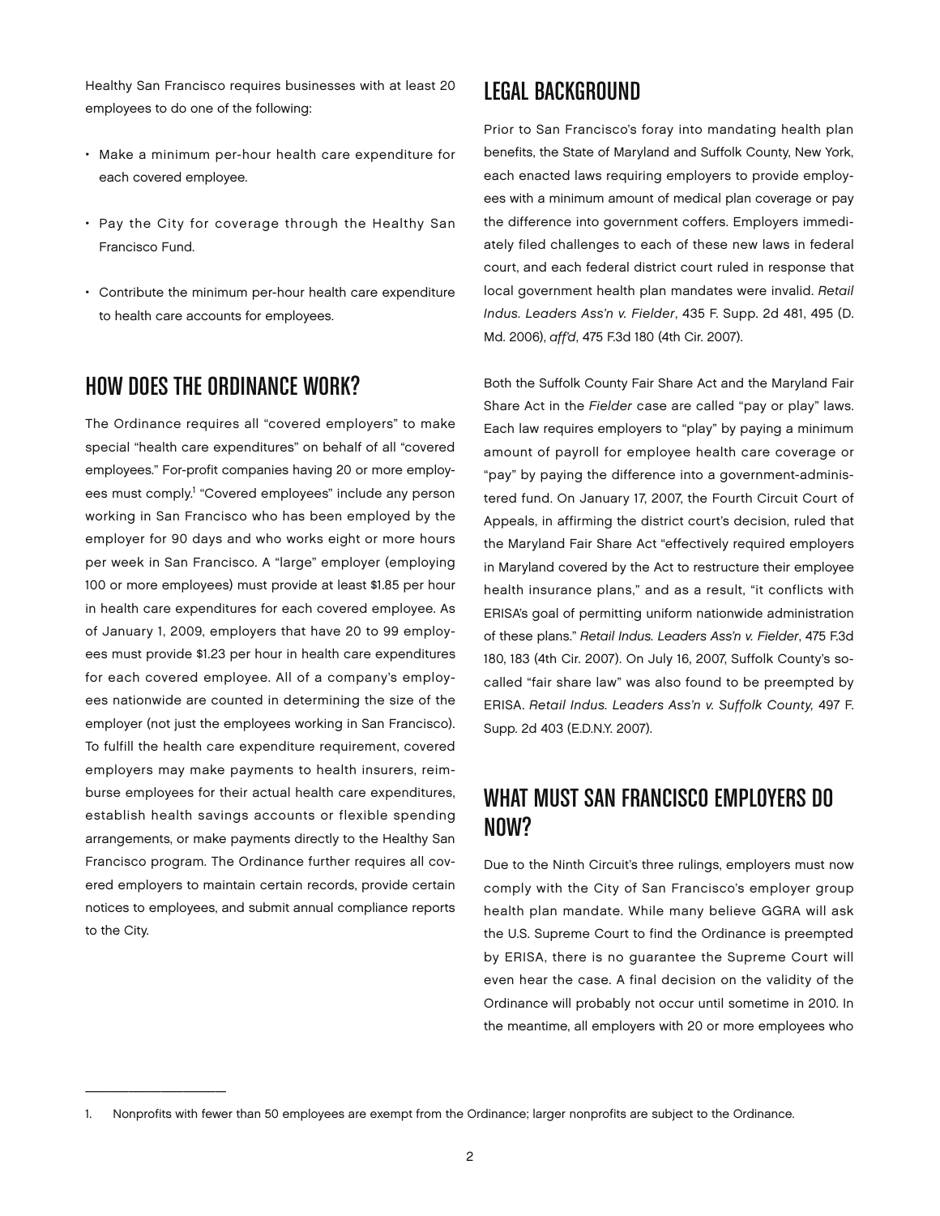Healthy San Francisco requires businesses with at least 20 employees to do one of the following:

- Make a minimum per-hour health care expenditure for each covered employee.
- Pay the City for coverage through the Healthy San Francisco Fund.
- Contribute the minimum per-hour health care expenditure to health care accounts for employees.

## HOW DOES THE ORDINANCE WORK?

The Ordinance requires all "covered employers" to make special "health care expenditures" on behalf of all "covered employees." For-profit companies having 20 or more employees must comply.[1] "Covered employees" include any person working in San Francisco who has been employed by the employer for 90 days and who works eight or more hours per week in San Francisco. A "large" employer (employing 100 or more employees) must provide at least $1.85 per hour in health care expenditures for each covered employee. As of January 1, 2009, employers that have 20 to 99 employees must provide $1.23 per hour in health care expenditures for each covered employee. All of a company's employees nationwide are counted in determining the size of the employer (not just the employees working in San Francisco). To fulfill the health care expenditure requirement, covered employers may make payments to health insurers, reimburse employees for their actual health care expenditures, establish health savings accounts or flexible spending arrangements, or make payments directly to the Healthy San Francisco program. The Ordinance further requires all covered employers to maintain certain records, provide certain notices to employees, and submit annual compliance reports to the City.

## LEGAL BACKGROUND

Prior to San Francisco's foray into mandating health plan benefits, the State of Maryland and Suffolk County, New York, each enacted laws requiring employers to provide employees with a minimum amount of medical plan coverage or pay the difference into government coffers. Employers immediately filed challenges to each of these new laws in federal court, and each federal district court ruled in response that local government health plan mandates were invalid. *Retail Indus. Leaders Ass'n v. Fielder*, 435 F. Supp. 2d 481, 495 (D. Md. 2006), *aff'd*, 475 F.3d 180 (4th Cir. 2007).

Both the Suffolk County Fair Share Act and the Maryland Fair Share Act in the *Fielder* case are called "pay or play" laws. Each law requires employers to "play" by paying a minimum amount of payroll for employee health care coverage or "pay" by paying the difference into a government-administered fund. On January 17, 2007, the Fourth Circuit Court of Appeals, in affirming the district court's decision, ruled that the Maryland Fair Share Act "effectively required employers in Maryland covered by the Act to restructure their employee health insurance plans," and as a result, "it conflicts with ERISA's goal of permitting uniform nationwide administration of these plans." *Retail Indus. Leaders Ass'n v. Fielder*, 475 F.3d 180, 183 (4th Cir. 2007). On July 16, 2007, Suffolk County's so-called "fair share law" was also found to be preempted by ERISA. *Retail Indus. Leaders Ass'n v. Suffolk County,* 497 F. Supp. 2d 403 (E.D.N.Y. 2007).

## WHAT MUST SAN FRANCISCO EMPLOYERS DO NOW?

Due to the Ninth Circuit's three rulings, employers must now comply with the City of San Francisco's employer group health plan mandate. While many believe GGRA will ask the U.S. Supreme Court to find the Ordinance is preempted by ERISA, there is no guarantee the Supreme Court will even hear the case. A final decision on the validity of the Ordinance will probably not occur until sometime in 2010. In the meantime, all employers with 20 or more employees who

---

1. Nonprofits with fewer than 50 employees are exempt from the Ordinance; larger nonprofits are subject to the Ordinance.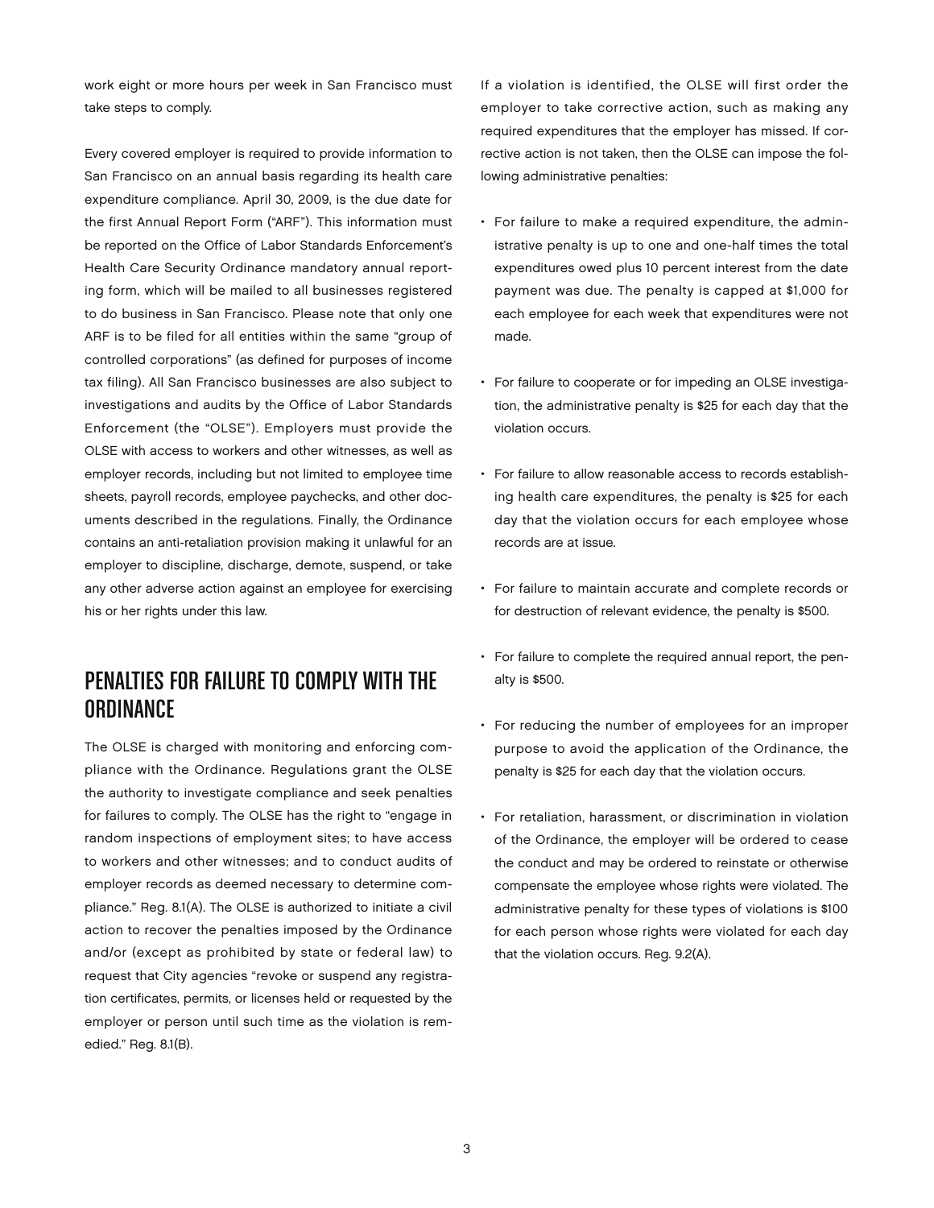work eight or more hours per week in San Francisco must take steps to comply.

Every covered employer is required to provide information to San Francisco on an annual basis regarding its health care expenditure compliance. April 30, 2009, is the due date for the first Annual Report Form ("ARF"). This information must be reported on the Office of Labor Standards Enforcement's Health Care Security Ordinance mandatory annual reporting form, which will be mailed to all businesses registered to do business in San Francisco. Please note that only one ARF is to be filed for all entities within the same "group of controlled corporations" (as defined for purposes of income tax filing). All San Francisco businesses are also subject to investigations and audits by the Office of Labor Standards Enforcement (the "OLSE"). Employers must provide the OLSE with access to workers and other witnesses, as well as employer records, including but not limited to employee time sheets, payroll records, employee paychecks, and other documents described in the regulations. Finally, the Ordinance contains an anti-retaliation provision making it unlawful for an employer to discipline, discharge, demote, suspend, or take any other adverse action against an employee for exercising his or her rights under this law.

## PENALTIES FOR FAILURE TO COMPLY WITH THE ORDINANCE

The OLSE is charged with monitoring and enforcing compliance with the Ordinance. Regulations grant the OLSE the authority to investigate compliance and seek penalties for failures to comply. The OLSE has the right to "engage in random inspections of employment sites; to have access to workers and other witnesses; and to conduct audits of employer records as deemed necessary to determine compliance." Reg. 8.1(A). The OLSE is authorized to initiate a civil action to recover the penalties imposed by the Ordinance and/or (except as prohibited by state or federal law) to request that City agencies "revoke or suspend any registration certificates, permits, or licenses held or requested by the employer or person until such time as the violation is remedied." Reg. 8.1(B).

If a violation is identified, the OLSE will first order the employer to take corrective action, such as making any required expenditures that the employer has missed. If corrective action is not taken, then the OLSE can impose the following administrative penalties:

- For failure to make a required expenditure, the administrative penalty is up to one and one-half times the total expenditures owed plus 10 percent interest from the date payment was due. The penalty is capped at $1,000 for each employee for each week that expenditures were not made.
- For failure to cooperate or for impeding an OLSE investigation, the administrative penalty is $25 for each day that the violation occurs.
- For failure to allow reasonable access to records establishing health care expenditures, the penalty is $25 for each day that the violation occurs for each employee whose records are at issue.
- For failure to maintain accurate and complete records or for destruction of relevant evidence, the penalty is $500.
- For failure to complete the required annual report, the penalty is $500.
- For reducing the number of employees for an improper purpose to avoid the application of the Ordinance, the penalty is $25 for each day that the violation occurs.
- For retaliation, harassment, or discrimination in violation of the Ordinance, the employer will be ordered to cease the conduct and may be ordered to reinstate or otherwise compensate the employee whose rights were violated. The administrative penalty for these types of violations is $100 for each person whose rights were violated for each day that the violation occurs. Reg. 9.2(A).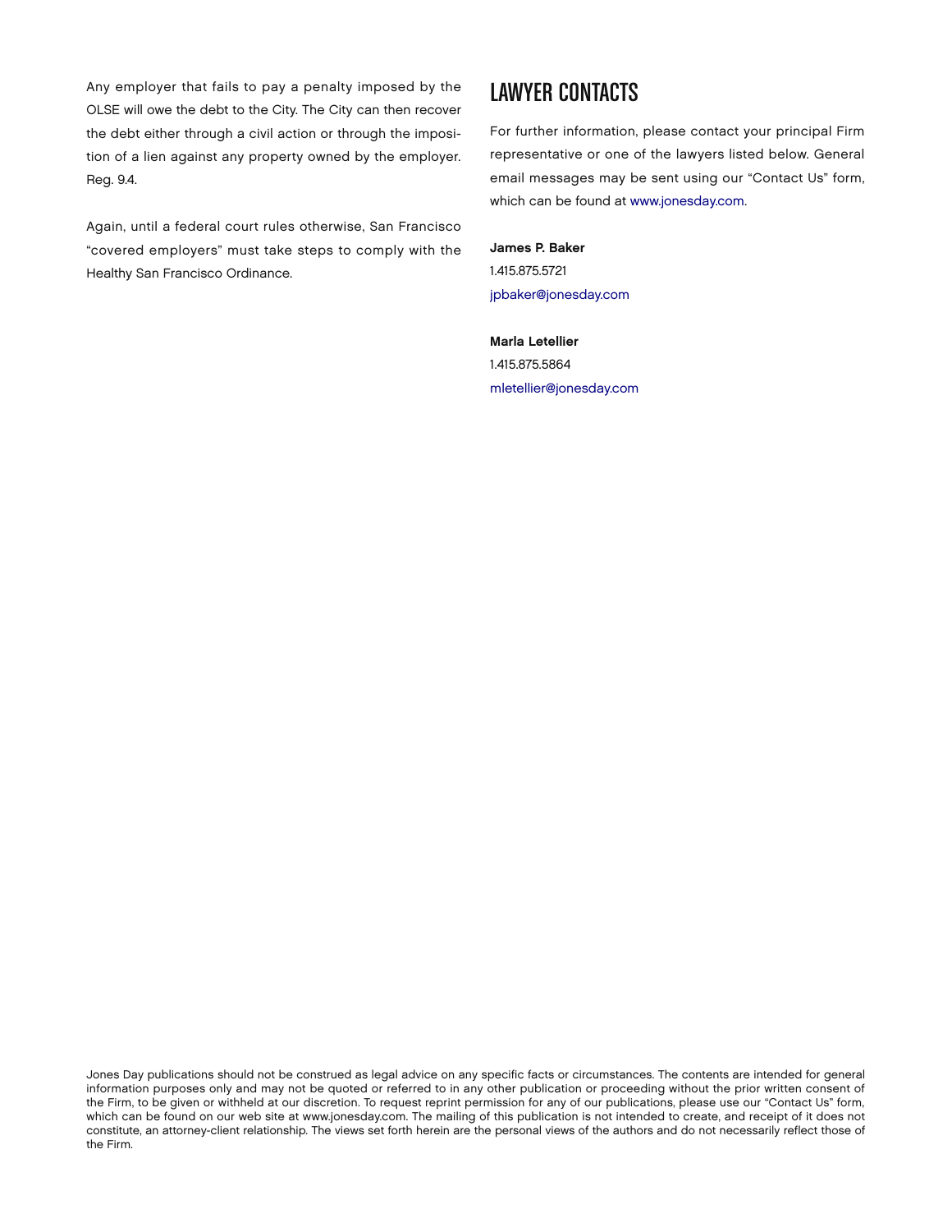Any employer that fails to pay a penalty imposed by the OLSE will owe the debt to the City. The City can then recover the debt either through a civil action or through the imposition of a lien against any property owned by the employer. Reg. 9.4.

Again, until a federal court rules otherwise, San Francisco "covered employers" must take steps to comply with the Healthy San Francisco Ordinance.

## LAWYER CONTACTS

For further information, please contact your principal Firm representative or one of the lawyers listed below. General email messages may be sent using our "Contact Us" form, which can be found at www.jonesday.com.

**James P. Baker**
1.415.875.5721
jpbaker@jonesday.com

**Marla Letellier**
1.415.875.5864
mletellier@jonesday.com

Jones Day publications should not be construed as legal advice on any specific facts or circumstances. The contents are intended for general information purposes only and may not be quoted or referred to in any other publication or proceeding without the prior written consent of the Firm, to be given or withheld at our discretion. To request reprint permission for any of our publications, please use our "Contact Us" form, which can be found on our web site at www.jonesday.com. The mailing of this publication is not intended to create, and receipt of it does not constitute, an attorney-client relationship. The views set forth herein are the personal views of the authors and do not necessarily reflect those of the Firm.